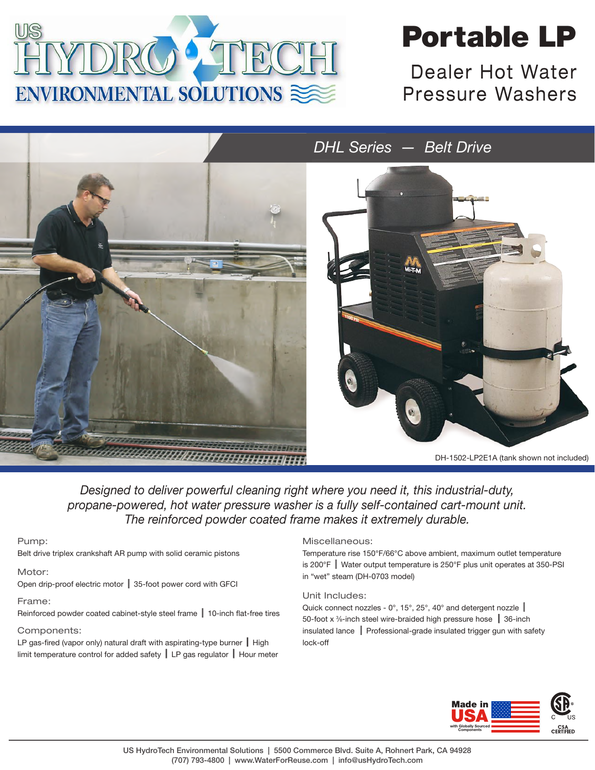# Portable LP

## Dealer Hot Water Pressure Washers

### DHL Series — Belt Drive

DH-1502-LP2E1A (tank shown not included)

*Designed to deliver powerful cleaning right where you need it, this industrial-duty, propane-powered, hot water pressure washer is a fully self-contained cart-mount unit. The reinforced powder coated frame makes it extremely durable.*

#### Pump:

Belt drive triplex crankshaft AR pump with solid ceramic pistons

#### Motor:

Open drip-proof electric motor | 35-foot power cord with GFCI

#### Frame:

Reinforced powder coated cabinet-style steel frame | 10-inch flat-free tires

#### Components:

LP gas-fired (vapor only) natural draft with aspirating-type burner | High limit temperature control for added safety | LP gas regulator | Hour meter

#### Miscellaneous:

Temperature rise 150°F/66°C above ambient, maximum outlet temperature is 200°F | Water output temperature is 250°F plus unit operates at 350-PSI in "wet" steam (DH-0703 model)

#### Unit Includes:

Quick connect nozzles - 0°, 15°, 25°, 40° and detergent nozzle | 50-foot x ⅜-inch steel wire-braided high pressure hose | 36-inch insulated lance | Professional-grade insulated trigger gun with safety lock-off

Made in USA with Globally Sourced Components

CSA CERTIFIED

US HydroTech Environmental Solutions | 5500 Commerce Blvd. Suite A, Rohnert Park, CA 94928
(707) 793-4800 | www.WaterForReuse.com | info@usHydroTech.com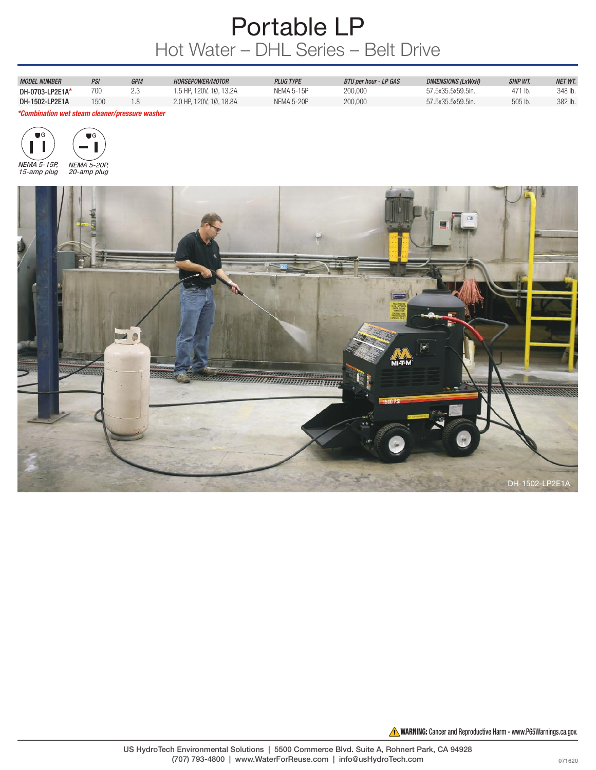# Portable LP

## Hot Water – DHL Series – Belt Drive

| MODEL NUMBER | PSI | GPM | HORSEPOWER/MOTOR | PLUG TYPE | BTU per hour - LP GAS | DIMENSIONS (LxWxH) | SHIP WT. | NET WT. |
|---|---|---|---|---|---|---|---|---|
| DH-0703-LP2E1A* | 700 | 2.3 | 1.5 HP, 120V, 1Ø, 13.2A | NEMA 5-15P | 200,000 | 57.5x35.5x59.5in. | 471 lb. | 348 lb. |
| DH-1502-LP2E1A | 1500 | 1.8 | 2.0 HP, 120V, 1Ø, 18.8A | NEMA 5-20P | 200,000 | 57.5x35.5x59.5in. | 505 lb. | 382 lb. |

***Combination wet steam cleaner/pressure washer***

*NEMA 5-15P, 15-amp plug*

*NEMA 5-20P, 20-amp plug*

DH-1502-LP2E1A

**WARNING:** Cancer and Reproductive Harm - www.P65Warnings.ca.gov.

US HydroTech Environmental Solutions | 5500 Commerce Blvd. Suite A, Rohnert Park, CA 94928
(707) 793-4800 | www.WaterForReuse.com | info@usHydroTech.com

071620